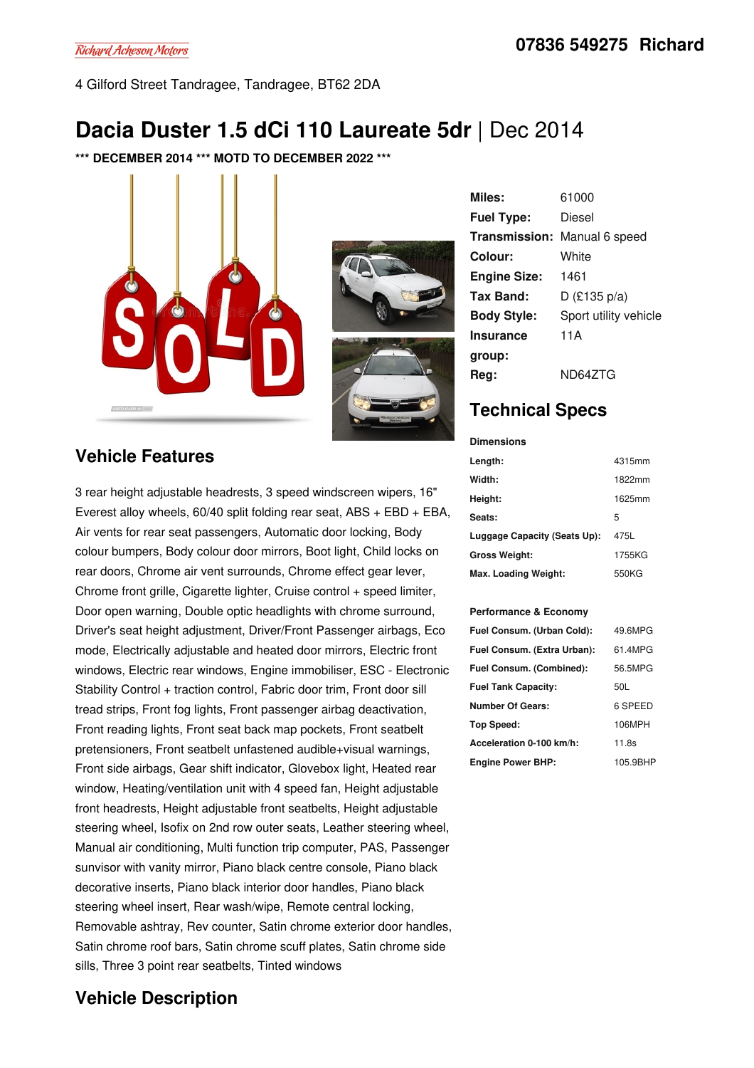Richard Acheson Motors

**07836 549275 Richard**

4 Gilford Street Tandragee, Tandragee, BT62 2DA

# Dacia Duster 1.5 dCi 110 Laureate 5dr | Dec 2014

**\*\*\* DECEMBER 2014 \*\*\* MOTD TO DECEMBER 2022 \*\*\***

| | |
|---|---|
| **Miles:** | 61000 |
| **Fuel Type:** | Diesel |
| **Transmission:** | Manual 6 speed |
| **Colour:** | White |
| **Engine Size:** | 1461 |
| **Tax Band:** | D (£135 p/a) |
| **Body Style:** | Sport utility vehicle |
| **Insurance group:** | 11A |
| **Reg:** | ND64ZTG |

## Technical Specs

**Dimensions**

| | |
|---|---|
| **Length:** | 4315mm |
| **Width:** | 1822mm |
| **Height:** | 1625mm |
| **Seats:** | 5 |
| **Luggage Capacity (Seats Up):** | 475L |
| **Gross Weight:** | 1755KG |
| **Max. Loading Weight:** | 550KG |

**Performance & Economy**

| | |
|---|---|
| **Fuel Consum. (Urban Cold):** | 49.6MPG |
| **Fuel Consum. (Extra Urban):** | 61.4MPG |
| **Fuel Consum. (Combined):** | 56.5MPG |
| **Fuel Tank Capacity:** | 50L |
| **Number Of Gears:** | 6 SPEED |
| **Top Speed:** | 106MPH |
| **Acceleration 0-100 km/h:** | 11.8s |
| **Engine Power BHP:** | 105.9BHP |

## Vehicle Features

3 rear height adjustable headrests, 3 speed windscreen wipers, 16" Everest alloy wheels, 60/40 split folding rear seat, ABS + EBD + EBA, Air vents for rear seat passengers, Automatic door locking, Body colour bumpers, Body colour door mirrors, Boot light, Child locks on rear doors, Chrome air vent surrounds, Chrome effect gear lever, Chrome front grille, Cigarette lighter, Cruise control + speed limiter, Door open warning, Double optic headlights with chrome surround, Driver's seat height adjustment, Driver/Front Passenger airbags, Eco mode, Electrically adjustable and heated door mirrors, Electric front windows, Electric rear windows, Engine immobiliser, ESC - Electronic Stability Control + traction control, Fabric door trim, Front door sill tread strips, Front fog lights, Front passenger airbag deactivation, Front reading lights, Front seat back map pockets, Front seatbelt pretensioners, Front seatbelt unfastened audible+visual warnings, Front side airbags, Gear shift indicator, Glovebox light, Heated rear window, Heating/ventilation unit with 4 speed fan, Height adjustable front headrests, Height adjustable front seatbelts, Height adjustable steering wheel, Isofix on 2nd row outer seats, Leather steering wheel, Manual air conditioning, Multi function trip computer, PAS, Passenger sunvisor with vanity mirror, Piano black centre console, Piano black decorative inserts, Piano black interior door handles, Piano black steering wheel insert, Rear wash/wipe, Remote central locking, Removable ashtray, Rev counter, Satin chrome exterior door handles, Satin chrome roof bars, Satin chrome scuff plates, Satin chrome side sills, Three 3 point rear seatbelts, Tinted windows

## Vehicle Description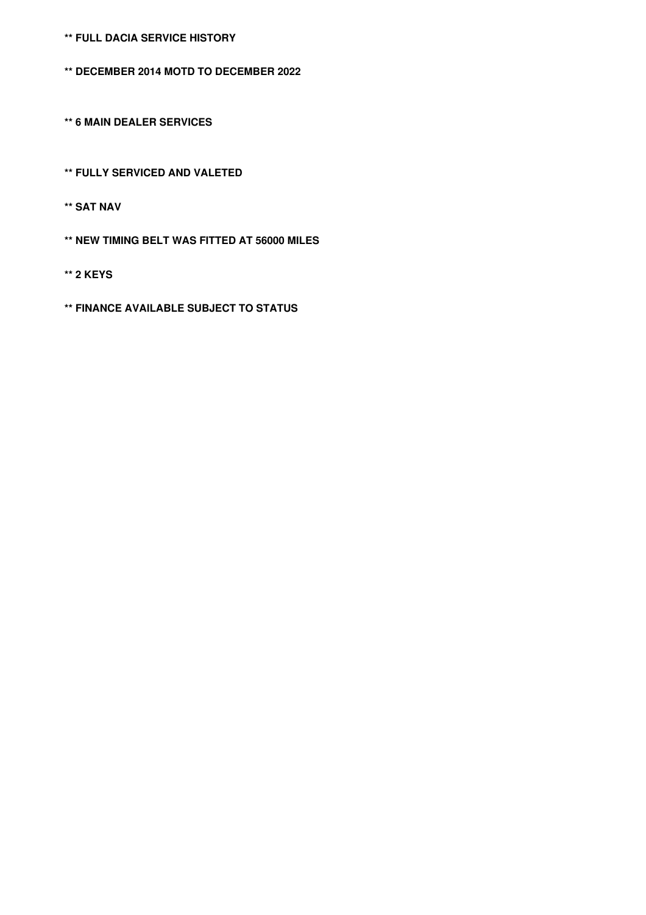**** FULL DACIA SERVICE HISTORY**

**** DECEMBER 2014 MOTD TO DECEMBER 2022**

**** 6 MAIN DEALER SERVICES**

**** FULLY SERVICED AND VALETED**

**** SAT NAV**

**** NEW TIMING BELT WAS FITTED AT 56000 MILES**

**** 2 KEYS**

**** FINANCE AVAILABLE SUBJECT TO STATUS**